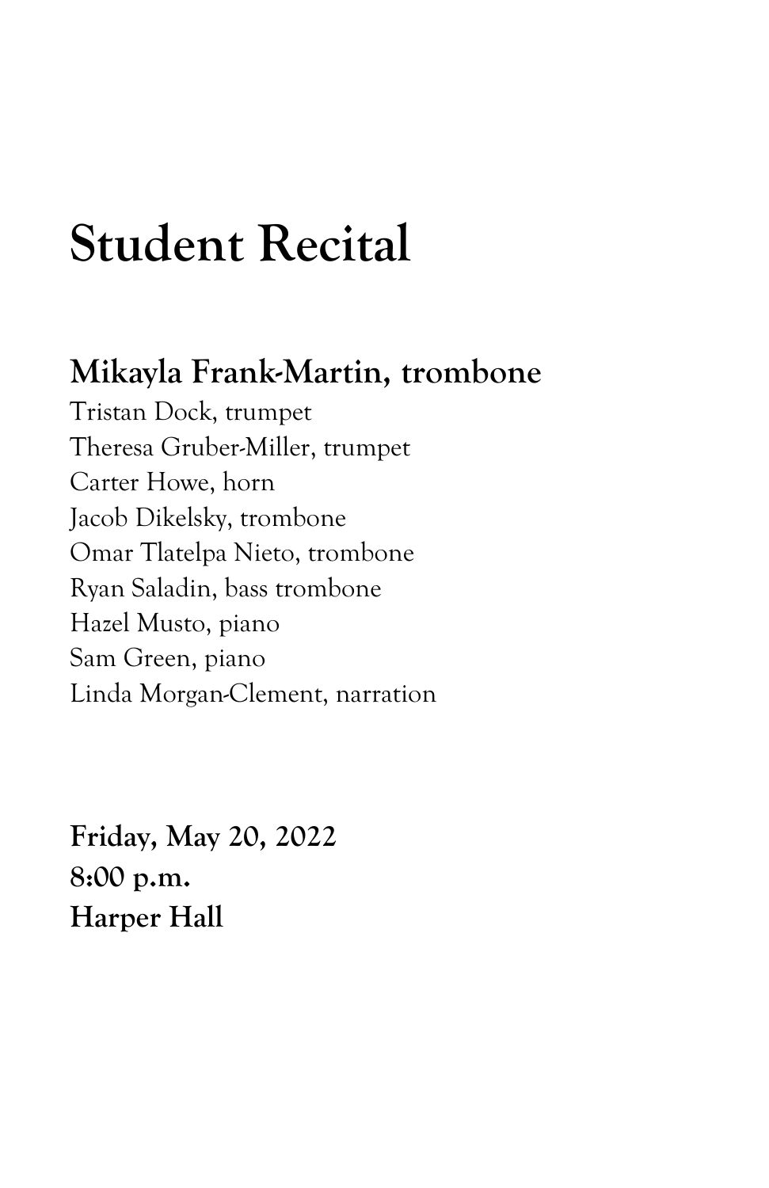# Student Recital

## Mikayla Frank-Martin, trombone

Tristan Dock, trumpet
Theresa Gruber-Miller, trumpet
Carter Howe, horn
Jacob Dikelsky, trombone
Omar Tlatelpa Nieto, trombone
Ryan Saladin, bass trombone
Hazel Musto, piano
Sam Green, piano
Linda Morgan-Clement, narration

**Friday, May 20, 2022**
**8:00 p.m.**
**Harper Hall**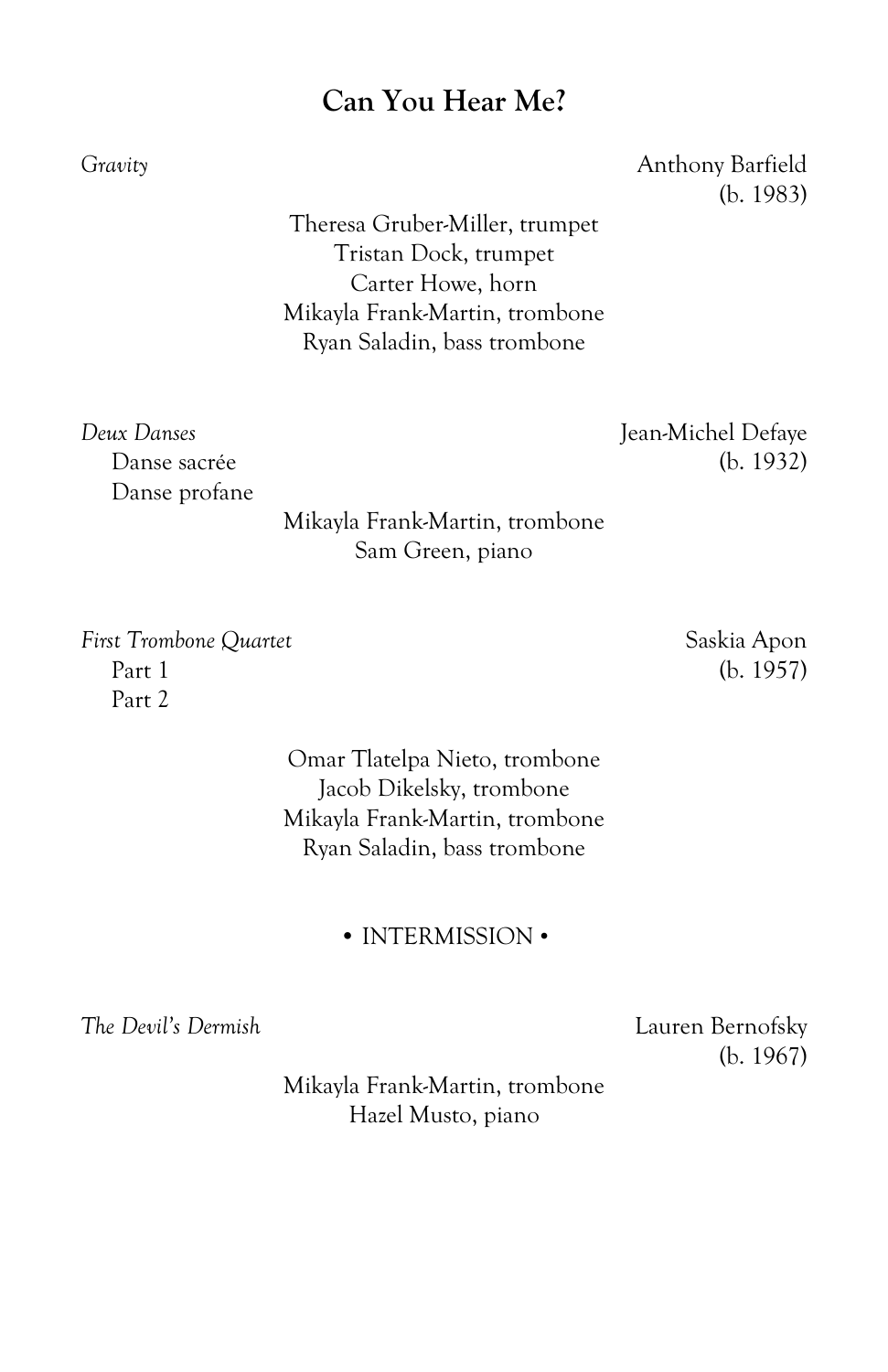# Can You Hear Me?

*Gravity* — Anthony Barfield (b. 1983)

Theresa Gruber-Miller, trumpet
Tristan Dock, trumpet
Carter Howe, horn
Mikayla Frank-Martin, trombone
Ryan Saladin, bass trombone

*Deux Danses* — Jean-Michel Defaye (b. 1932)
- Danse sacrée
- Danse profane

Mikayla Frank-Martin, trombone
Sam Green, piano

*First Trombone Quartet* — Saskia Apon (b. 1957)
- Part 1
- Part 2

Omar Tlatelpa Nieto, trombone
Jacob Dikelsky, trombone
Mikayla Frank-Martin, trombone
Ryan Saladin, bass trombone

• INTERMISSION •

*The Devil's Dermish* — Lauren Bernofsky (b. 1967)

Mikayla Frank-Martin, trombone
Hazel Musto, piano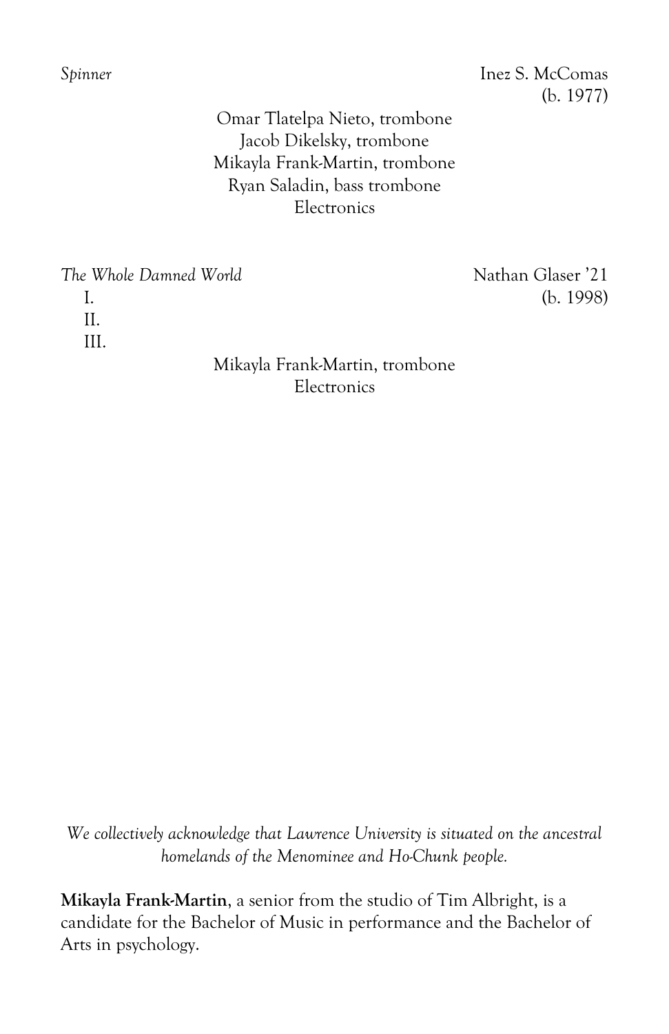*Spinner* Inez S. McComas
(b. 1977)

Omar Tlatelpa Nieto, trombone
Jacob Dikelsky, trombone
Mikayla Frank-Martin, trombone
Ryan Saladin, bass trombone
Electronics

*The Whole Damned World* Nathan Glaser '21
(b. 1998)

I.
II.
III.

Mikayla Frank-Martin, trombone
Electronics

*We collectively acknowledge that Lawrence University is situated on the ancestral homelands of the Menominee and Ho-Chunk people.*

**Mikayla Frank-Martin**, a senior from the studio of Tim Albright, is a candidate for the Bachelor of Music in performance and the Bachelor of Arts in psychology.